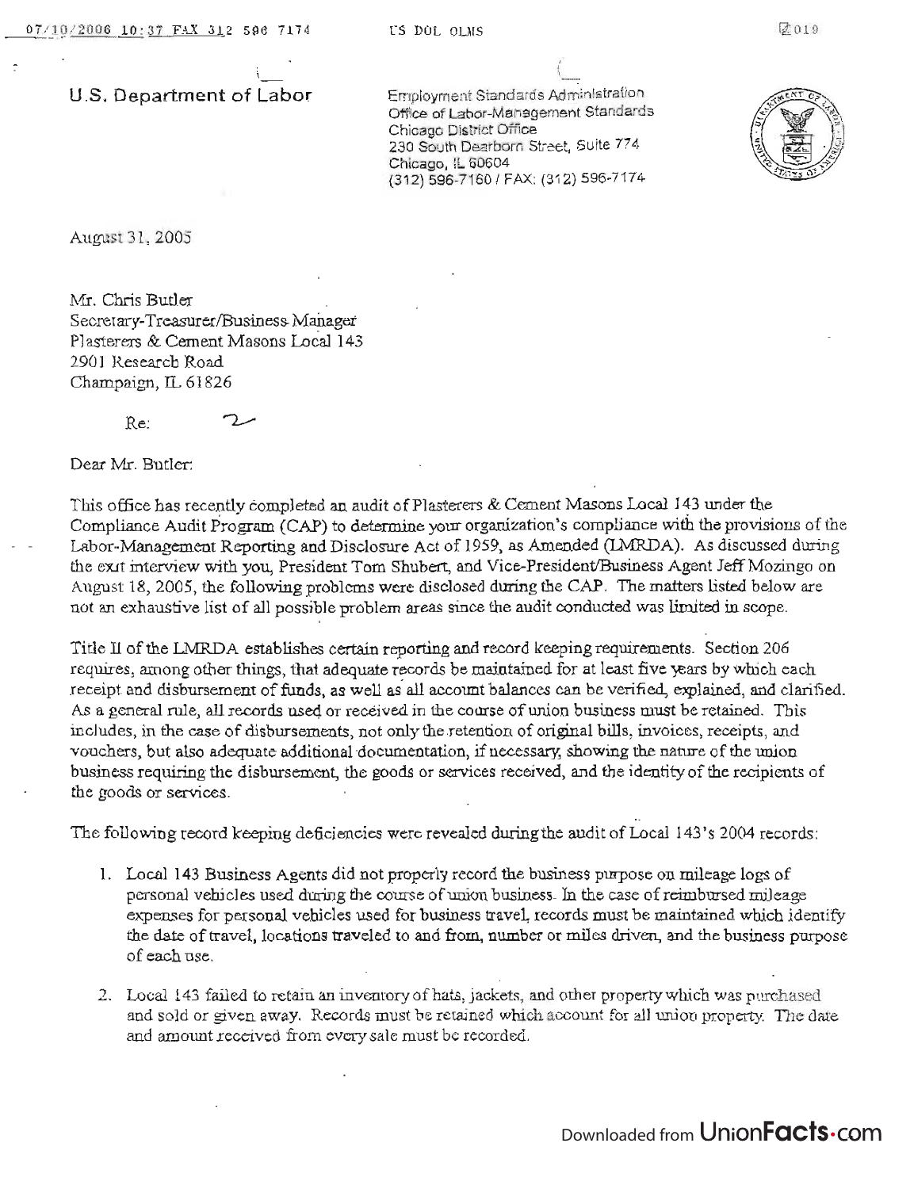U.S. Department of Labor

Employment Standards Administration
Office of Labor-Management Standards
Chicago District Office
230 South Dearborn Street, Suite 774
Chicago, IL 60604
(312) 596-7160 / FAX: (312) 596-7174

August 31, 2005

Mr. Chris Butler
Secretary-Treasurer/Business Manager
Plasterers & Cement Masons Local 143
2901 Research Road
Champaign, IL 61826

Re: 2

Dear Mr. Butler:

This office has recently completed an audit of Plasterers & Cement Masons Local 143 under the Compliance Audit Program (CAP) to determine your organization's compliance with the provisions of the Labor-Management Reporting and Disclosure Act of 1959, as Amended (LMRDA). As discussed during the exit interview with you, President Tom Shubert, and Vice-President/Business Agent Jeff Mozingo on August 18, 2005, the following problems were disclosed during the CAP. The matters listed below are not an exhaustive list of all possible problem areas since the audit conducted was limited in scope.

Title II of the LMRDA establishes certain reporting and record keeping requirements. Section 206 requires, among other things, that adequate records be maintained for at least five years by which each receipt and disbursement of funds, as well as all account balances can be verified, explained, and clarified. As a general rule, all records used or received in the course of union business must be retained. This includes, in the case of disbursements, not only the retention of original bills, invoices, receipts, and vouchers, but also adequate additional documentation, if necessary, showing the nature of the union business requiring the disbursement, the goods or services received, and the identity of the recipients of the goods or services.

The following record keeping deficiencies were revealed during the audit of Local 143's 2004 records:

1. Local 143 Business Agents did not properly record the business purpose on mileage logs of personal vehicles used during the course of union business. In the case of reimbursed mileage expenses for personal vehicles used for business travel, records must be maintained which identify the date of travel, locations traveled to and from, number or miles driven, and the business purpose of each use.

2. Local 143 failed to retain an inventory of hats, jackets, and other property which was purchased and sold or given away. Records must be retained which account for all union property. The date and amount received from every sale must be recorded.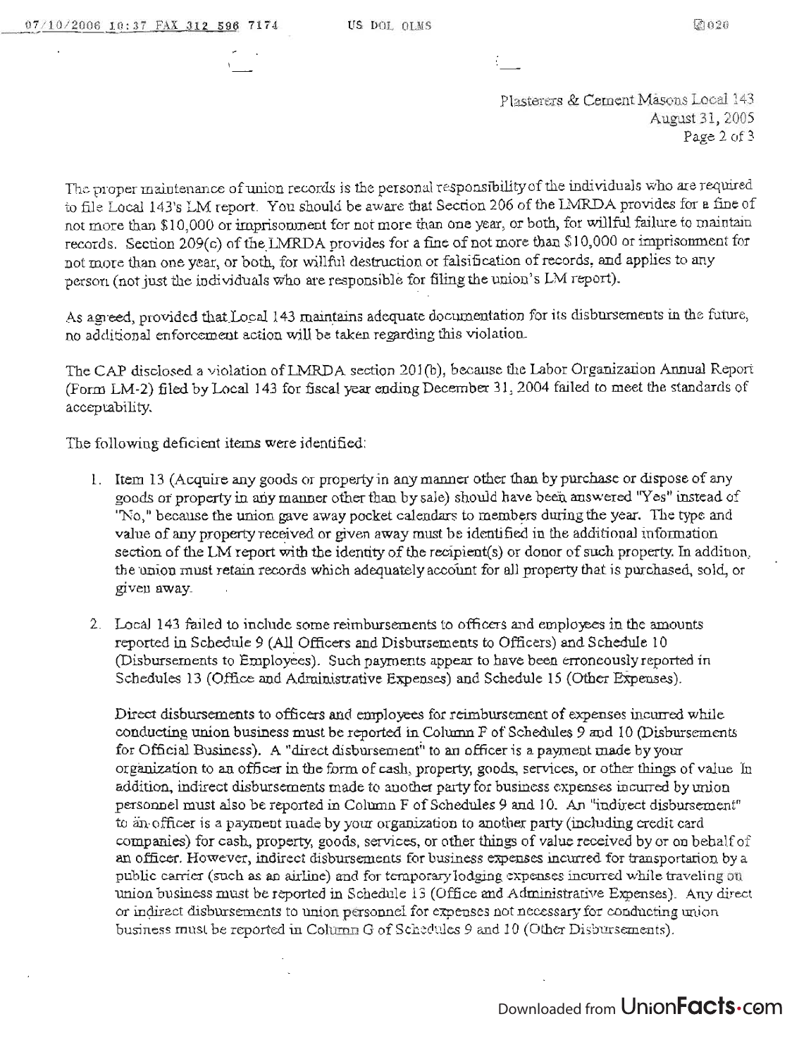The proper maintenance of union records is the personal responsibility of the individuals who are required to file Local 143's LM report. You should be aware that Section 206 of the LMRDA provides for a fine of not more than $10,000 or imprisonment for not more than one year, or both, for willful failure to maintain records. Section 209(c) of the LMRDA provides for a fine of not more than $10,000 or imprisonment for not more than one year, or both, for willful destruction or falsification of records, and applies to any person (not just the individuals who are responsible for filing the union's LM report).

As agreed, provided that Local 143 maintains adequate documentation for its disbursements in the future, no additional enforcement action will be taken regarding this violation.

The CAP disclosed a violation of LMRDA section 201(b), because the Labor Organization Annual Report (Form LM-2) filed by Local 143 for fiscal year ending December 31, 2004 failed to meet the standards of acceptability.

The following deficient items were identified:

1. Item 13 (Acquire any goods or property in any manner other than by purchase or dispose of any goods or property in any manner other than by sale) should have been answered "Yes" instead of "No," because the union gave away pocket calendars to members during the year. The type and value of any property received or given away must be identified in the additional information section of the LM report with the identity of the recipient(s) or donor of such property. In addition, the union must retain records which adequately account for all property that is purchased, sold, or given away.

2. Local 143 failed to include some reimbursements to officers and employees in the amounts reported in Schedule 9 (All Officers and Disbursements to Officers) and Schedule 10 (Disbursements to Employees). Such payments appear to have been erroneously reported in Schedules 13 (Office and Administrative Expenses) and Schedule 15 (Other Expenses).

   Direct disbursements to officers and employees for reimbursement of expenses incurred while conducting union business must be reported in Column F of Schedules 9 and 10 (Disbursements for Official Business). A "direct disbursement" to an officer is a payment made by your organization to an officer in the form of cash, property, goods, services, or other things of value. In addition, indirect disbursements made to another party for business expenses incurred by union personnel must also be reported in Column F of Schedules 9 and 10. An "indirect disbursement" to an officer is a payment made by your organization to another party (including credit card companies) for cash, property, goods, services, or other things of value received by or on behalf of an officer. However, indirect disbursements for business expenses incurred for transportation by a public carrier (such as an airline) and for temporary lodging expenses incurred while traveling on union business must be reported in Schedule 13 (Office and Administrative Expenses). Any direct or indirect disbursements to union personnel for expenses not necessary for conducting union business must be reported in Column G of Schedules 9 and 10 (Other Disbursements).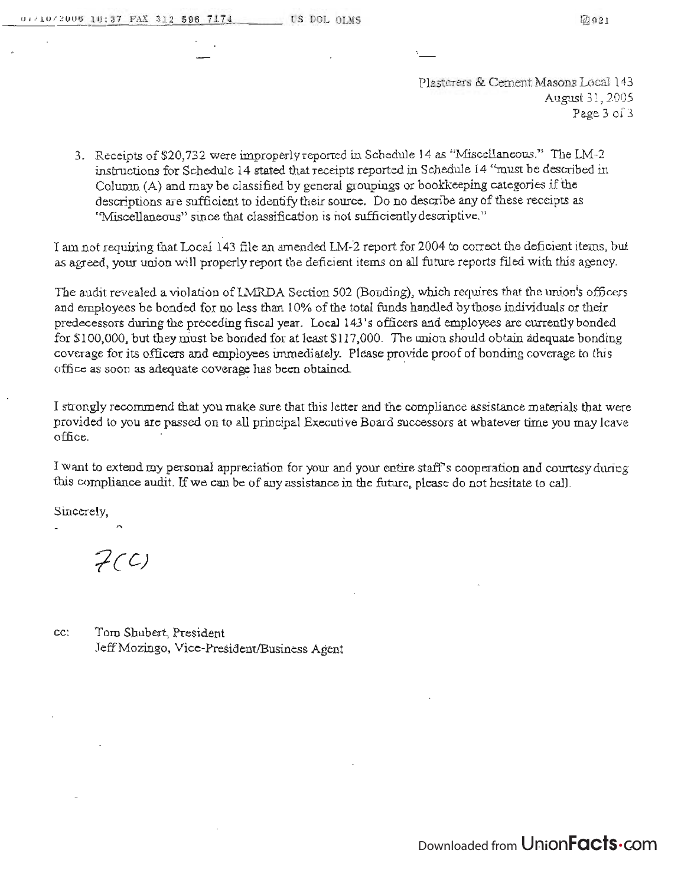3. Receipts of $20,732 were improperly reported in Schedule 14 as "Miscellaneous." The LM-2 instructions for Schedule 14 stated that receipts reported in Schedule 14 "must be described in Column (A) and may be classified by general groupings or bookkeeping categories if the descriptions are sufficient to identify their source. Do no describe any of these receipts as "Miscellaneous" since that classification is not sufficiently descriptive."

I am not requiring that Local 143 file an amended LM-2 report for 2004 to correct the deficient items, but as agreed, your union will properly report the deficient items on all future reports filed with this agency.

The audit revealed a violation of LMRDA Section 502 (Bonding), which requires that the union's officers and employees be bonded for no less than 10% of the total funds handled by those individuals or their predecessors during the preceding fiscal year. Local 143's officers and employees are currently bonded for $100,000, but they must be bonded for at least $117,000. The union should obtain adequate bonding coverage for its officers and employees immediately. Please provide proof of bonding coverage to this office as soon as adequate coverage has been obtained.

I strongly recommend that you make sure that this letter and the compliance assistance materials that were provided to you are passed on to all principal Executive Board successors at whatever time you may leave office.

I want to extend my personal appreciation for your and your entire staff's cooperation and courtesy during this compliance audit. If we can be of any assistance in the future, please do not hesitate to call.

Sincerely,

7(C)

cc: Tom Shubert, President
Jeff Mozingo, Vice-President/Business Agent